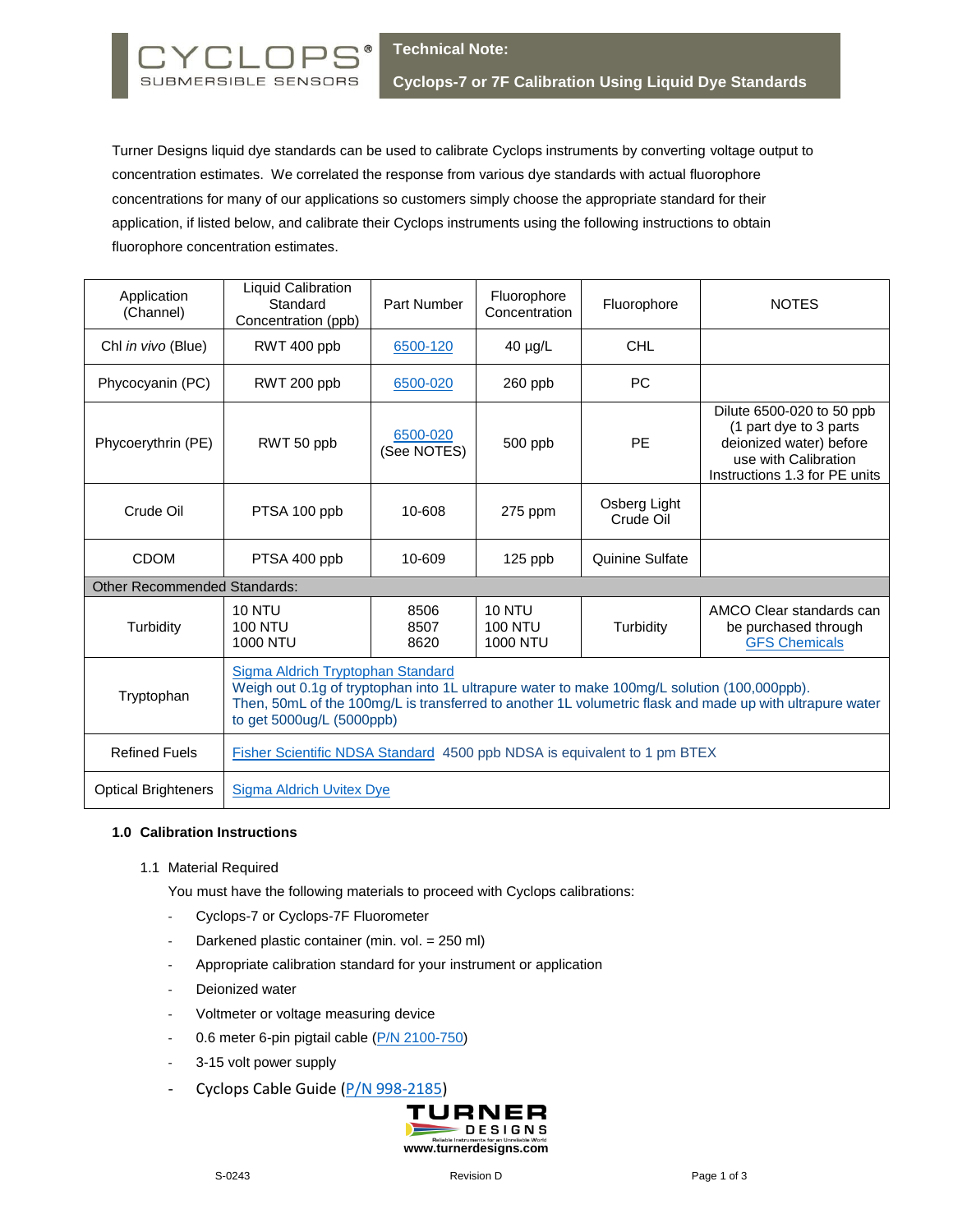# Technical Note: Cyclops-7 or 7F Calibration Using Liquid Dye Standards

Turner Designs liquid dye standards can be used to calibrate Cyclops instruments by converting voltage output to concentration estimates. We correlated the response from various dye standards with actual fluorophore concentrations for many of our applications so customers simply choose the appropriate standard for their application, if listed below, and calibrate their Cyclops instruments using the following instructions to obtain fluorophore concentration estimates.

| Application (Channel) | Liquid Calibration Standard Concentration (ppb) | Part Number | Fluorophore Concentration | Fluorophore | NOTES |
|---|---|---|---|---|---|
| Chl *in vivo* (Blue) | RWT 400 ppb | 6500-120 | 40 µg/L | CHL | |
| Phycocyanin (PC) | RWT 200 ppb | 6500-020 | 260 ppb | PC | |
| Phycoerythrin (PE) | RWT 50 ppb | 6500-020 (See NOTES) | 500 ppb | PE | Dilute 6500-020 to 50 ppb (1 part dye to 3 parts deionized water) before use with Calibration Instructions 1.3 for PE units |
| Crude Oil | PTSA 100 ppb | 10-608 | 275 ppm | Osberg Light Crude Oil | |
| CDOM | PTSA 400 ppb | 10-609 | 125 ppb | Quinine Sulfate | |
| Other Recommended Standards: | | | | | |
| Turbidity | 10 NTU<br>100 NTU<br>1000 NTU | 8506<br>8507<br>8620 | 10 NTU<br>100 NTU<br>1000 NTU | Turbidity | AMCO Clear standards can be purchased through GFS Chemicals |
| Tryptophan | Sigma Aldrich Tryptophan Standard<br>Weigh out 0.1g of tryptophan into 1L ultrapure water to make 100mg/L solution (100,000ppb). Then, 50mL of the 100mg/L is transferred to another 1L volumetric flask and made up with ultrapure water to get 5000ug/L (5000ppb) | | | | |
| Refined Fuels | Fisher Scientific NDSA Standard 4500 ppb NDSA is equivalent to 1 pm BTEX | | | | |
| Optical Brighteners | Sigma Aldrich Uvitex Dye | | | | |

## 1.0 Calibration Instructions

### 1.1 Material Required

You must have the following materials to proceed with Cyclops calibrations:

- Cyclops-7 or Cyclops-7F Fluorometer
- Darkened plastic container (min. vol. = 250 ml)
- Appropriate calibration standard for your instrument or application
- Deionized water
- Voltmeter or voltage measuring device
- 0.6 meter 6-pin pigtail cable (P/N 2100-750)
- 3-15 volt power supply
- Cyclops Cable Guide (P/N 998-2185)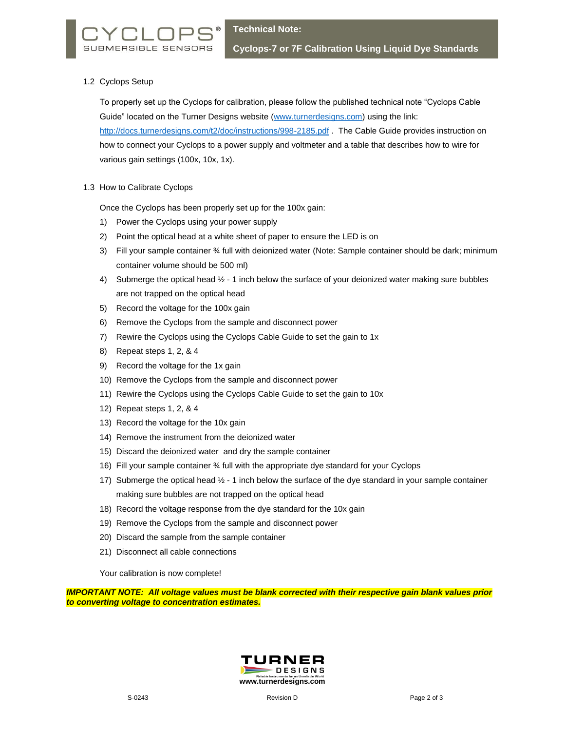## 1.2 Cyclops Setup

To properly set up the Cyclops for calibration, please follow the published technical note "Cyclops Cable Guide" located on the Turner Designs website (www.turnerdesigns.com) using the link: http://docs.turnerdesigns.com/t2/doc/instructions/998-2185.pdf . The Cable Guide provides instruction on how to connect your Cyclops to a power supply and voltmeter and a table that describes how to wire for various gain settings (100x, 10x, 1x).

## 1.3 How to Calibrate Cyclops

Once the Cyclops has been properly set up for the 100x gain:

1) Power the Cyclops using your power supply
2) Point the optical head at a white sheet of paper to ensure the LED is on
3) Fill your sample container ¾ full with deionized water (Note: Sample container should be dark; minimum container volume should be 500 ml)
4) Submerge the optical head ½ - 1 inch below the surface of your deionized water making sure bubbles are not trapped on the optical head
5) Record the voltage for the 100x gain
6) Remove the Cyclops from the sample and disconnect power
7) Rewire the Cyclops using the Cyclops Cable Guide to set the gain to 1x
8) Repeat steps 1, 2, & 4
9) Record the voltage for the 1x gain
10) Remove the Cyclops from the sample and disconnect power
11) Rewire the Cyclops using the Cyclops Cable Guide to set the gain to 10x
12) Repeat steps 1, 2, & 4
13) Record the voltage for the 10x gain
14) Remove the instrument from the deionized water
15) Discard the deionized water and dry the sample container
16) Fill your sample container ¾ full with the appropriate dye standard for your Cyclops
17) Submerge the optical head ½ - 1 inch below the surface of the dye standard in your sample container making sure bubbles are not trapped on the optical head
18) Record the voltage response from the dye standard for the 10x gain
19) Remove the Cyclops from the sample and disconnect power
20) Discard the sample from the sample container
21) Disconnect all cable connections

Your calibration is now complete!

***IMPORTANT NOTE: All voltage values must be blank corrected with their respective gain blank values prior to converting voltage to concentration estimates.***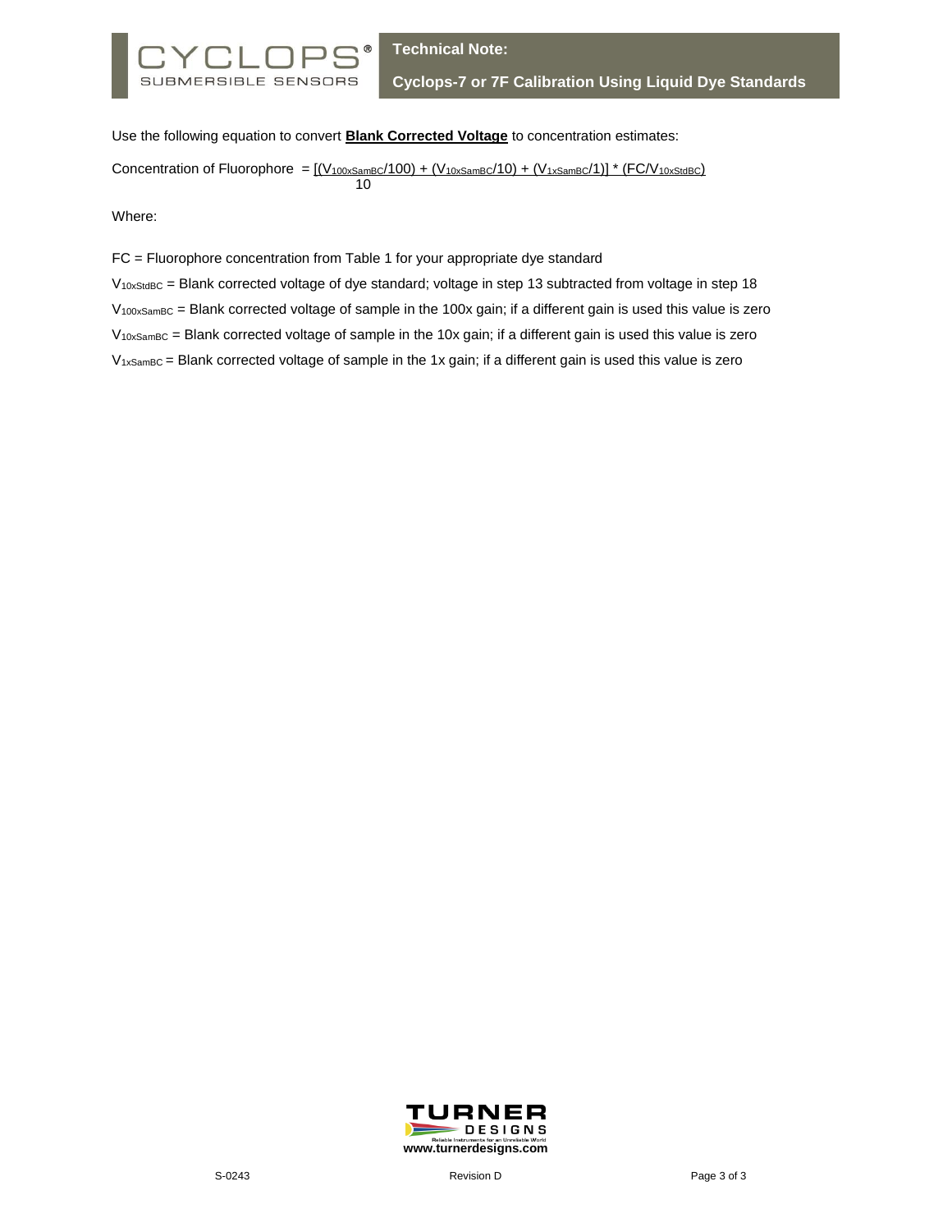Use the following equation to convert **Blank Corrected Voltage** to concentration estimates:

$$\text{Concentration of Fluorophore} = \frac{[(V_{100xSamBC}/100) + (V_{10xSamBC}/10) + (V_{1xSamBC}/1)] * (FC/V_{10xStdBC})}{10}$$

Where:

FC = Fluorophore concentration from Table 1 for your appropriate dye standard

$V_{10xStdBC}$ = Blank corrected voltage of dye standard; voltage in step 13 subtracted from voltage in step 18

$V_{100xSamBC}$ = Blank corrected voltage of sample in the 100x gain; if a different gain is used this value is zero

$V_{10xSamBC}$ = Blank corrected voltage of sample in the 10x gain; if a different gain is used this value is zero

$V_{1xSamBC}$ = Blank corrected voltage of sample in the 1x gain; if a different gain is used this value is zero